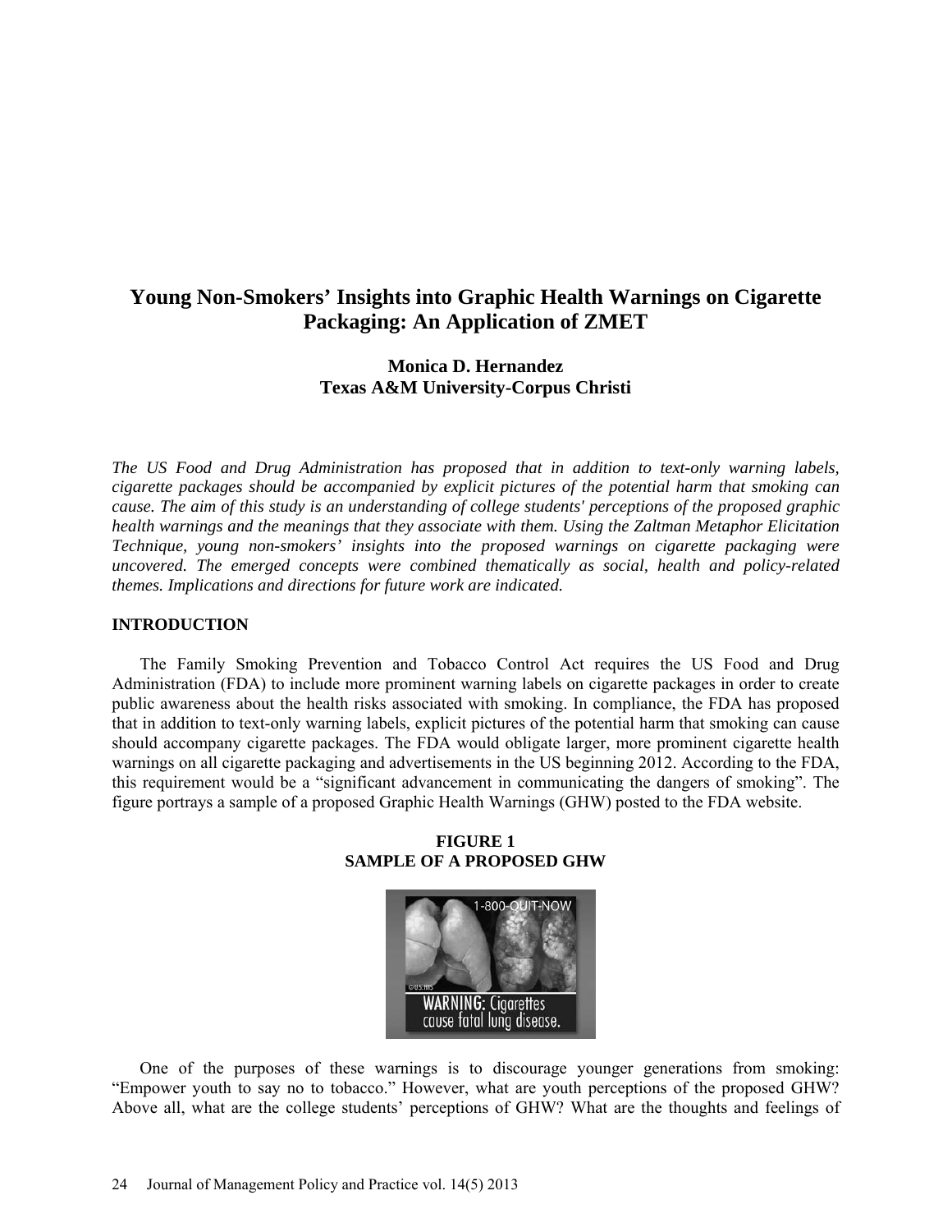# Young Non-Smokers' Insights into Graphic Health Warnings on Cigarette Packaging: An Application of ZMET

**Monica D. Hernandez**
**Texas A&M University-Corpus Christi**

*The US Food and Drug Administration has proposed that in addition to text-only warning labels, cigarette packages should be accompanied by explicit pictures of the potential harm that smoking can cause. The aim of this study is an understanding of college students' perceptions of the proposed graphic health warnings and the meanings that they associate with them. Using the Zaltman Metaphor Elicitation Technique, young non-smokers' insights into the proposed warnings on cigarette packaging were uncovered. The emerged concepts were combined thematically as social, health and policy-related themes. Implications and directions for future work are indicated.*

## INTRODUCTION

The Family Smoking Prevention and Tobacco Control Act requires the US Food and Drug Administration (FDA) to include more prominent warning labels on cigarette packages in order to create public awareness about the health risks associated with smoking. In compliance, the FDA has proposed that in addition to text-only warning labels, explicit pictures of the potential harm that smoking can cause should accompany cigarette packages. The FDA would obligate larger, more prominent cigarette health warnings on all cigarette packaging and advertisements in the US beginning 2012. According to the FDA, this requirement would be a "significant advancement in communicating the dangers of smoking". The figure portrays a sample of a proposed Graphic Health Warnings (GHW) posted to the FDA website.

**FIGURE 1**
**SAMPLE OF A PROPOSED GHW**

One of the purposes of these warnings is to discourage younger generations from smoking: "Empower youth to say no to tobacco." However, what are youth perceptions of the proposed GHW? Above all, what are the college students' perceptions of GHW? What are the thoughts and feelings of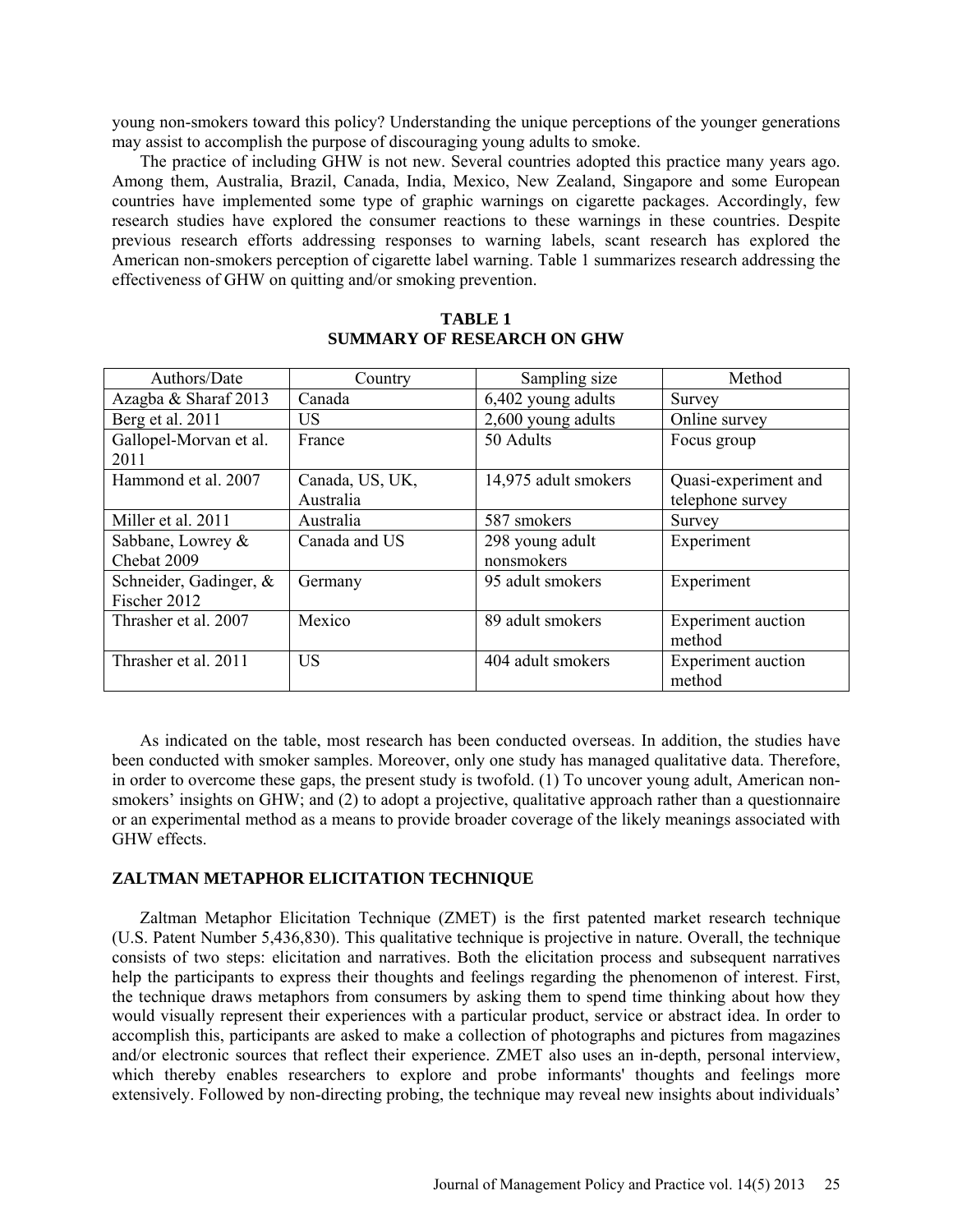young non-smokers toward this policy? Understanding the unique perceptions of the younger generations may assist to accomplish the purpose of discouraging young adults to smoke.

The practice of including GHW is not new. Several countries adopted this practice many years ago. Among them, Australia, Brazil, Canada, India, Mexico, New Zealand, Singapore and some European countries have implemented some type of graphic warnings on cigarette packages. Accordingly, few research studies have explored the consumer reactions to these warnings in these countries. Despite previous research efforts addressing responses to warning labels, scant research has explored the American non-smokers perception of cigarette label warning. Table 1 summarizes research addressing the effectiveness of GHW on quitting and/or smoking prevention.

**TABLE 1**
**SUMMARY OF RESEARCH ON GHW**

| Authors/Date | Country | Sampling size | Method |
|---|---|---|---|
| Azagba & Sharaf 2013 | Canada | 6,402 young adults | Survey |
| Berg et al. 2011 | US | 2,600 young adults | Online survey |
| Gallopel-Morvan et al. 2011 | France | 50 Adults | Focus group |
| Hammond et al. 2007 | Canada, US, UK, Australia | 14,975 adult smokers | Quasi-experiment and telephone survey |
| Miller et al. 2011 | Australia | 587 smokers | Survey |
| Sabbane, Lowrey & Chebat 2009 | Canada and US | 298 young adult nonsmokers | Experiment |
| Schneider, Gadinger, & Fischer 2012 | Germany | 95 adult smokers | Experiment |
| Thrasher et al. 2007 | Mexico | 89 adult smokers | Experiment auction method |
| Thrasher et al. 2011 | US | 404 adult smokers | Experiment auction method |

As indicated on the table, most research has been conducted overseas. In addition, the studies have been conducted with smoker samples. Moreover, only one study has managed qualitative data. Therefore, in order to overcome these gaps, the present study is twofold. (1) To uncover young adult, American non-smokers' insights on GHW; and (2) to adopt a projective, qualitative approach rather than a questionnaire or an experimental method as a means to provide broader coverage of the likely meanings associated with GHW effects.

## ZALTMAN METAPHOR ELICITATION TECHNIQUE

Zaltman Metaphor Elicitation Technique (ZMET) is the first patented market research technique (U.S. Patent Number 5,436,830). This qualitative technique is projective in nature. Overall, the technique consists of two steps: elicitation and narratives. Both the elicitation process and subsequent narratives help the participants to express their thoughts and feelings regarding the phenomenon of interest. First, the technique draws metaphors from consumers by asking them to spend time thinking about how they would visually represent their experiences with a particular product, service or abstract idea. In order to accomplish this, participants are asked to make a collection of photographs and pictures from magazines and/or electronic sources that reflect their experience. ZMET also uses an in-depth, personal interview, which thereby enables researchers to explore and probe informants' thoughts and feelings more extensively. Followed by non-directing probing, the technique may reveal new insights about individuals'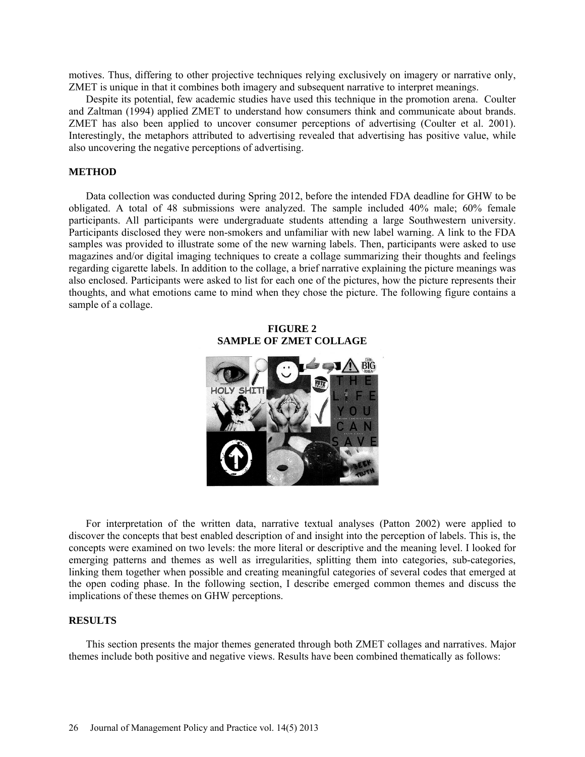motives. Thus, differing to other projective techniques relying exclusively on imagery or narrative only, ZMET is unique in that it combines both imagery and subsequent narrative to interpret meanings.

Despite its potential, few academic studies have used this technique in the promotion arena. Coulter and Zaltman (1994) applied ZMET to understand how consumers think and communicate about brands. ZMET has also been applied to uncover consumer perceptions of advertising (Coulter et al. 2001). Interestingly, the metaphors attributed to advertising revealed that advertising has positive value, while also uncovering the negative perceptions of advertising.

## METHOD

Data collection was conducted during Spring 2012, before the intended FDA deadline for GHW to be obligated. A total of 48 submissions were analyzed. The sample included 40% male; 60% female participants. All participants were undergraduate students attending a large Southwestern university. Participants disclosed they were non-smokers and unfamiliar with new label warning. A link to the FDA samples was provided to illustrate some of the new warning labels. Then, participants were asked to use magazines and/or digital imaging techniques to create a collage summarizing their thoughts and feelings regarding cigarette labels. In addition to the collage, a brief narrative explaining the picture meanings was also enclosed. Participants were asked to list for each one of the pictures, how the picture represents their thoughts, and what emotions came to mind when they chose the picture. The following figure contains a sample of a collage.

**FIGURE 2**
**SAMPLE OF ZMET COLLAGE**

For interpretation of the written data, narrative textual analyses (Patton 2002) were applied to discover the concepts that best enabled description of and insight into the perception of labels. This is, the concepts were examined on two levels: the more literal or descriptive and the meaning level. I looked for emerging patterns and themes as well as irregularities, splitting them into categories, sub-categories, linking them together when possible and creating meaningful categories of several codes that emerged at the open coding phase. In the following section, I describe emerged common themes and discuss the implications of these themes on GHW perceptions.

## RESULTS

This section presents the major themes generated through both ZMET collages and narratives. Major themes include both positive and negative views. Results have been combined thematically as follows: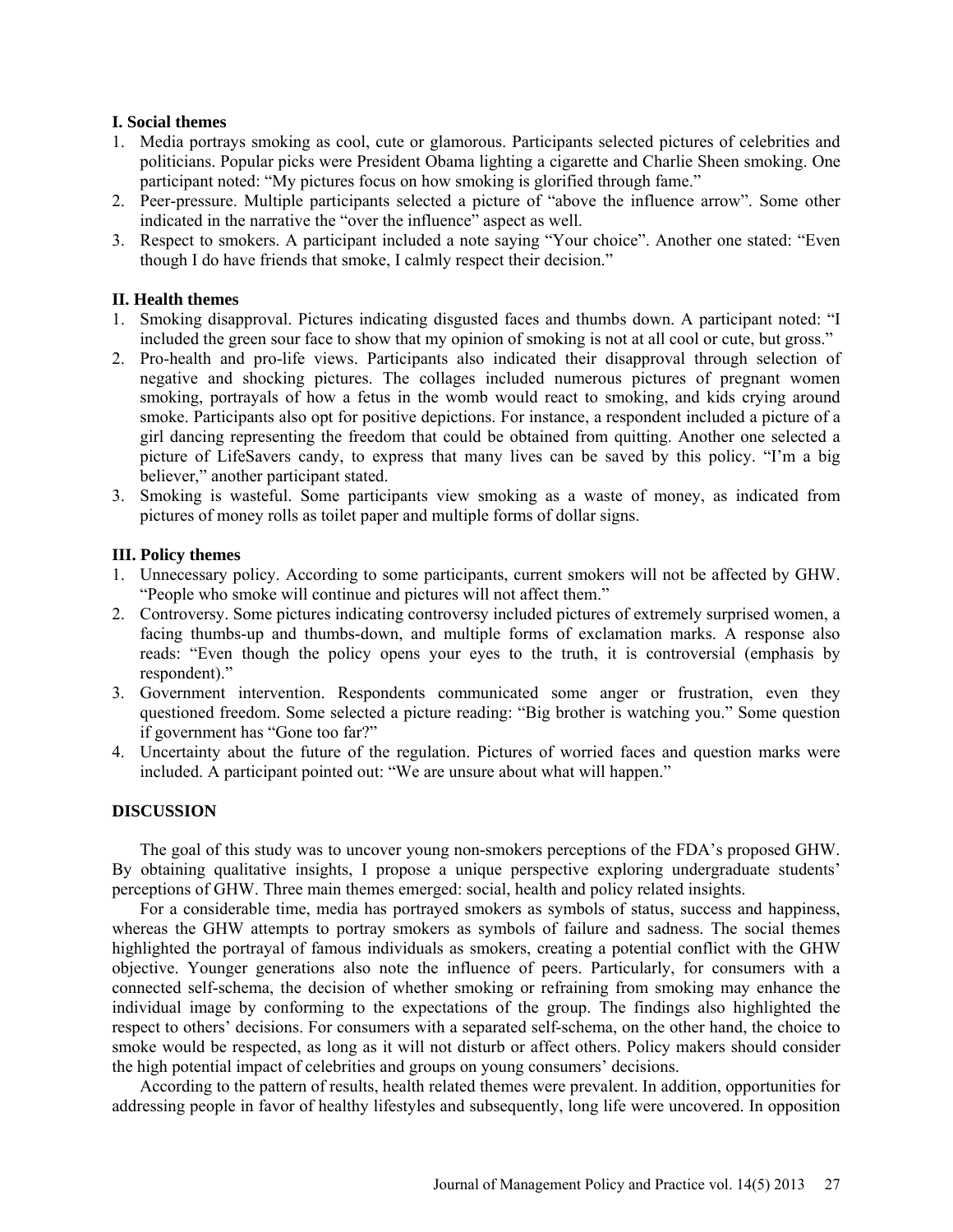**I. Social themes**

1. Media portrays smoking as cool, cute or glamorous. Participants selected pictures of celebrities and politicians. Popular picks were President Obama lighting a cigarette and Charlie Sheen smoking. One participant noted: "My pictures focus on how smoking is glorified through fame."
2. Peer-pressure. Multiple participants selected a picture of "above the influence arrow". Some other indicated in the narrative the "over the influence" aspect as well.
3. Respect to smokers. A participant included a note saying "Your choice". Another one stated: "Even though I do have friends that smoke, I calmly respect their decision."

**II. Health themes**

1. Smoking disapproval. Pictures indicating disgusted faces and thumbs down. A participant noted: "I included the green sour face to show that my opinion of smoking is not at all cool or cute, but gross."
2. Pro-health and pro-life views. Participants also indicated their disapproval through selection of negative and shocking pictures. The collages included numerous pictures of pregnant women smoking, portrayals of how a fetus in the womb would react to smoking, and kids crying around smoke. Participants also opt for positive depictions. For instance, a respondent included a picture of a girl dancing representing the freedom that could be obtained from quitting. Another one selected a picture of LifeSavers candy, to express that many lives can be saved by this policy. "I'm a big believer," another participant stated.
3. Smoking is wasteful. Some participants view smoking as a waste of money, as indicated from pictures of money rolls as toilet paper and multiple forms of dollar signs.

**III. Policy themes**

1. Unnecessary policy. According to some participants, current smokers will not be affected by GHW. "People who smoke will continue and pictures will not affect them."
2. Controversy. Some pictures indicating controversy included pictures of extremely surprised women, a facing thumbs-up and thumbs-down, and multiple forms of exclamation marks. A response also reads: "Even though the policy opens your eyes to the truth, it is controversial (emphasis by respondent)."
3. Government intervention. Respondents communicated some anger or frustration, even they questioned freedom. Some selected a picture reading: "Big brother is watching you." Some question if government has "Gone too far?"
4. Uncertainty about the future of the regulation. Pictures of worried faces and question marks were included. A participant pointed out: "We are unsure about what will happen."

## DISCUSSION

The goal of this study was to uncover young non-smokers perceptions of the FDA's proposed GHW. By obtaining qualitative insights, I propose a unique perspective exploring undergraduate students' perceptions of GHW. Three main themes emerged: social, health and policy related insights.

For a considerable time, media has portrayed smokers as symbols of status, success and happiness, whereas the GHW attempts to portray smokers as symbols of failure and sadness. The social themes highlighted the portrayal of famous individuals as smokers, creating a potential conflict with the GHW objective. Younger generations also note the influence of peers. Particularly, for consumers with a connected self-schema, the decision of whether smoking or refraining from smoking may enhance the individual image by conforming to the expectations of the group. The findings also highlighted the respect to others' decisions. For consumers with a separated self-schema, on the other hand, the choice to smoke would be respected, as long as it will not disturb or affect others. Policy makers should consider the high potential impact of celebrities and groups on young consumers' decisions.

According to the pattern of results, health related themes were prevalent. In addition, opportunities for addressing people in favor of healthy lifestyles and subsequently, long life were uncovered. In opposition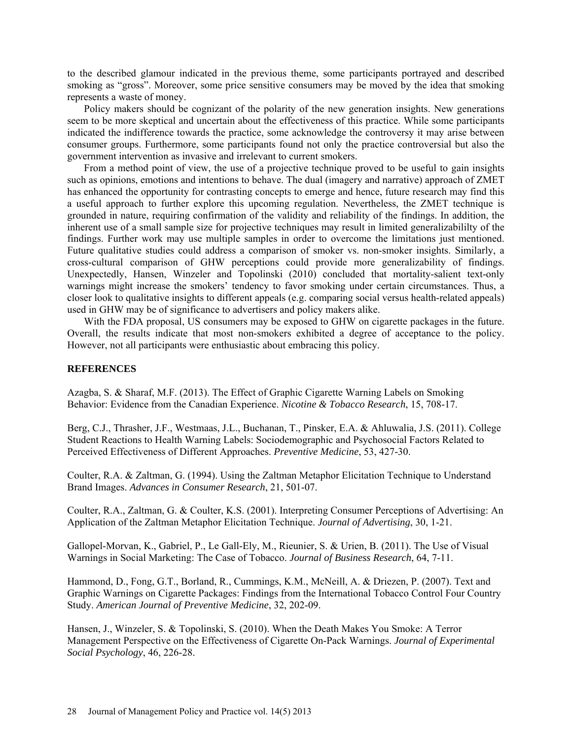to the described glamour indicated in the previous theme, some participants portrayed and described smoking as "gross". Moreover, some price sensitive consumers may be moved by the idea that smoking represents a waste of money.

Policy makers should be cognizant of the polarity of the new generation insights. New generations seem to be more skeptical and uncertain about the effectiveness of this practice. While some participants indicated the indifference towards the practice, some acknowledge the controversy it may arise between consumer groups. Furthermore, some participants found not only the practice controversial but also the government intervention as invasive and irrelevant to current smokers.

From a method point of view, the use of a projective technique proved to be useful to gain insights such as opinions, emotions and intentions to behave. The dual (imagery and narrative) approach of ZMET has enhanced the opportunity for contrasting concepts to emerge and hence, future research may find this a useful approach to further explore this upcoming regulation. Nevertheless, the ZMET technique is grounded in nature, requiring confirmation of the validity and reliability of the findings. In addition, the inherent use of a small sample size for projective techniques may result in limited generalizabililty of the findings. Further work may use multiple samples in order to overcome the limitations just mentioned. Future qualitative studies could address a comparison of smoker vs. non-smoker insights. Similarly, a cross-cultural comparison of GHW perceptions could provide more generalizability of findings. Unexpectedly, Hansen, Winzeler and Topolinski (2010) concluded that mortality-salient text-only warnings might increase the smokers' tendency to favor smoking under certain circumstances. Thus, a closer look to qualitative insights to different appeals (e.g. comparing social versus health-related appeals) used in GHW may be of significance to advertisers and policy makers alike.

With the FDA proposal, US consumers may be exposed to GHW on cigarette packages in the future. Overall, the results indicate that most non-smokers exhibited a degree of acceptance to the policy. However, not all participants were enthusiastic about embracing this policy.

## REFERENCES

Azagba, S. & Sharaf, M.F. (2013). The Effect of Graphic Cigarette Warning Labels on Smoking Behavior: Evidence from the Canadian Experience. *Nicotine & Tobacco Research*, 15, 708-17.

Berg, C.J., Thrasher, J.F., Westmaas, J.L., Buchanan, T., Pinsker, E.A. & Ahluwalia, J.S. (2011). College Student Reactions to Health Warning Labels: Sociodemographic and Psychosocial Factors Related to Perceived Effectiveness of Different Approaches. *Preventive Medicine*, 53, 427-30.

Coulter, R.A. & Zaltman, G. (1994). Using the Zaltman Metaphor Elicitation Technique to Understand Brand Images. *Advances in Consumer Research*, 21, 501-07.

Coulter, R.A., Zaltman, G. & Coulter, K.S. (2001). Interpreting Consumer Perceptions of Advertising: An Application of the Zaltman Metaphor Elicitation Technique. *Journal of Advertising*, 30, 1-21.

Gallopel-Morvan, K., Gabriel, P., Le Gall-Ely, M., Rieunier, S. & Urien, B. (2011). The Use of Visual Warnings in Social Marketing: The Case of Tobacco. *Journal of Business Research*, 64, 7-11.

Hammond, D., Fong, G.T., Borland, R., Cummings, K.M., McNeill, A. & Driezen, P. (2007). Text and Graphic Warnings on Cigarette Packages: Findings from the International Tobacco Control Four Country Study. *American Journal of Preventive Medicine*, 32, 202-09.

Hansen, J., Winzeler, S. & Topolinski, S. (2010). When the Death Makes You Smoke: A Terror Management Perspective on the Effectiveness of Cigarette On-Pack Warnings. *Journal of Experimental Social Psychology*, 46, 226-28.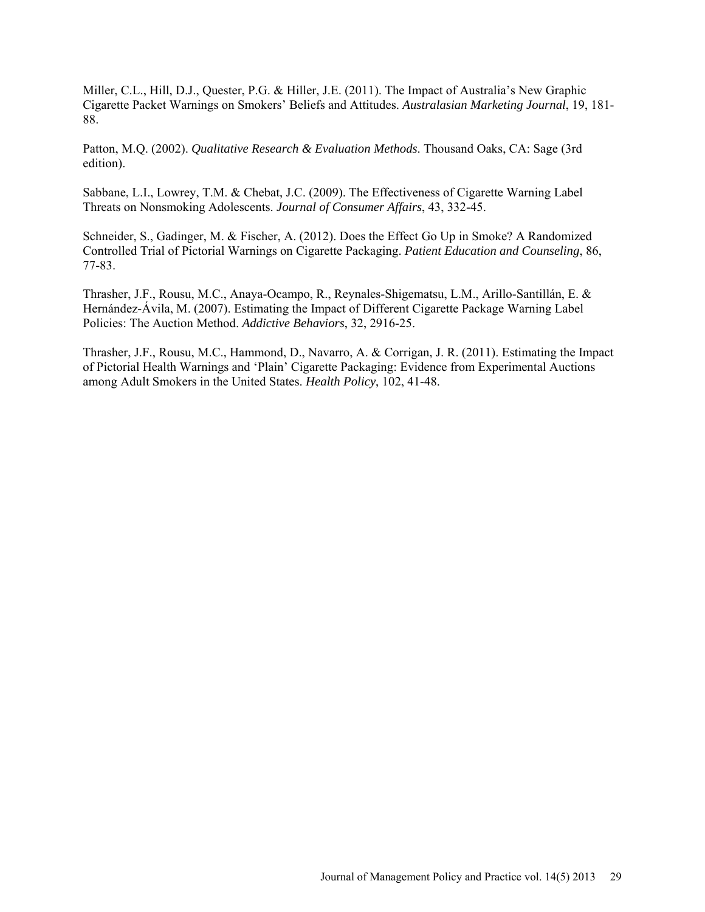Miller, C.L., Hill, D.J., Quester, P.G. & Hiller, J.E. (2011). The Impact of Australia's New Graphic Cigarette Packet Warnings on Smokers' Beliefs and Attitudes. *Australasian Marketing Journal*, 19, 181-88.

Patton, M.Q. (2002). *Qualitative Research & Evaluation Methods*. Thousand Oaks, CA: Sage (3rd edition).

Sabbane, L.I., Lowrey, T.M. & Chebat, J.C. (2009). The Effectiveness of Cigarette Warning Label Threats on Nonsmoking Adolescents. *Journal of Consumer Affairs*, 43, 332-45.

Schneider, S., Gadinger, M. & Fischer, A. (2012). Does the Effect Go Up in Smoke? A Randomized Controlled Trial of Pictorial Warnings on Cigarette Packaging. *Patient Education and Counseling*, 86, 77-83.

Thrasher, J.F., Rousu, M.C., Anaya-Ocampo, R., Reynales-Shigematsu, L.M., Arillo-Santillán, E. & Hernández-Ávila, M. (2007). Estimating the Impact of Different Cigarette Package Warning Label Policies: The Auction Method. *Addictive Behaviors*, 32, 2916-25.

Thrasher, J.F., Rousu, M.C., Hammond, D., Navarro, A. & Corrigan, J. R. (2011). Estimating the Impact of Pictorial Health Warnings and 'Plain' Cigarette Packaging: Evidence from Experimental Auctions among Adult Smokers in the United States. *Health Policy*, 102, 41-48.